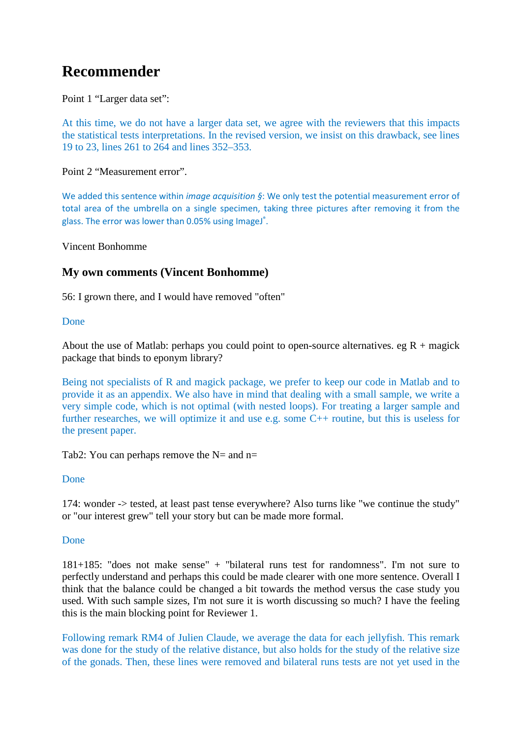# Recommender

Point 1 "Larger data set":

At this time, we do not have a larger data set, we agree with the reviewers that this impacts the statistical tests interpretations. In the revised version, we insist on this drawback, see lines 19 to 23, lines 261 to 264 and lines 352–353.

Point 2 "Measurement error".

We added this sentence within *image acquisition §*: We only test the potential measurement error of total area of the umbrella on a single specimen, taking three pictures after removing it from the glass. The error was lower than 0.05% using ImageJ®.

Vincent Bonhomme

## My own comments (Vincent Bonhomme)

56: I grown there, and I would have removed "often"

Done

About the use of Matlab: perhaps you could point to open-source alternatives. eg R + magick package that binds to eponym library?

Being not specialists of R and magick package, we prefer to keep our code in Matlab and to provide it as an appendix. We also have in mind that dealing with a small sample, we write a very simple code, which is not optimal (with nested loops). For treating a larger sample and further researches, we will optimize it and use e.g. some C++ routine, but this is useless for the present paper.

Tab2: You can perhaps remove the N= and n=

Done

174: wonder -> tested, at least past tense everywhere? Also turns like "we continue the study" or "our interest grew" tell your story but can be made more formal.

Done

181+185: "does not make sense" + "bilateral runs test for randomness". I'm not sure to perfectly understand and perhaps this could be made clearer with one more sentence. Overall I think that the balance could be changed a bit towards the method versus the case study you used. With such sample sizes, I'm not sure it is worth discussing so much? I have the feeling this is the main blocking point for Reviewer 1.

Following remark RM4 of Julien Claude, we average the data for each jellyfish. This remark was done for the study of the relative distance, but also holds for the study of the relative size of the gonads. Then, these lines were removed and bilateral runs tests are not yet used in the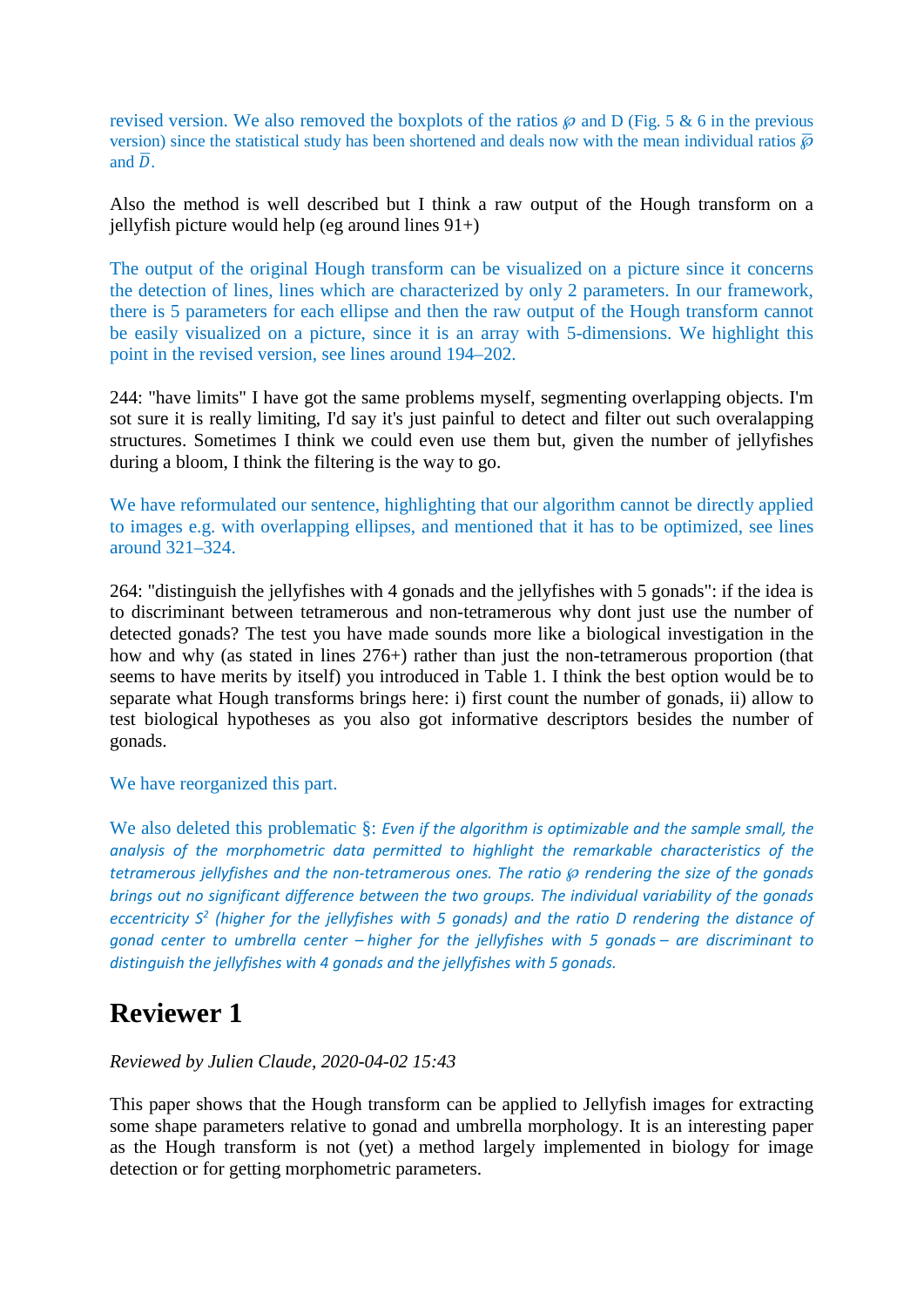revised version. We also removed the boxplots of the ratios $\wp$ and D (Fig. 5 & 6 in the previous version) since the statistical study has been shortened and deals now with the mean individual ratios $\bar{\wp}$ and $\bar{D}$.

Also the method is well described but I think a raw output of the Hough transform on a jellyfish picture would help (eg around lines 91+)

The output of the original Hough transform can be visualized on a picture since it concerns the detection of lines, lines which are characterized by only 2 parameters. In our framework, there is 5 parameters for each ellipse and then the raw output of the Hough transform cannot be easily visualized on a picture, since it is an array with 5-dimensions. We highlight this point in the revised version, see lines around 194–202.

244: "have limits" I have got the same problems myself, segmenting overlapping objects. I'm sot sure it is really limiting, I'd say it's just painful to detect and filter out such overalapping structures. Sometimes I think we could even use them but, given the number of jellyfishes during a bloom, I think the filtering is the way to go.

We have reformulated our sentence, highlighting that our algorithm cannot be directly applied to images e.g. with overlapping ellipses, and mentioned that it has to be optimized, see lines around 321–324.

264: "distinguish the jellyfishes with 4 gonads and the jellyfishes with 5 gonads": if the idea is to discriminant between tetramerous and non-tetramerous why dont just use the number of detected gonads? The test you have made sounds more like a biological investigation in the how and why (as stated in lines 276+) rather than just the non-tetramerous proportion (that seems to have merits by itself) you introduced in Table 1. I think the best option would be to separate what Hough transforms brings here: i) first count the number of gonads, ii) allow to test biological hypotheses as you also got informative descriptors besides the number of gonads.

We have reorganized this part.

We also deleted this problematic §: *Even if the algorithm is optimizable and the sample small, the analysis of the morphometric data permitted to highlight the remarkable characteristics of the tetramerous jellyfishes and the non-tetramerous ones. The ratio $\wp$ rendering the size of the gonads brings out no significant difference between the two groups. The individual variability of the gonads eccentricity $S^2$ (higher for the jellyfishes with 5 gonads) and the ratio D rendering the distance of gonad center to umbrella center – higher for the jellyfishes with 5 gonads – are discriminant to distinguish the jellyfishes with 4 gonads and the jellyfishes with 5 gonads.*

# Reviewer 1

*Reviewed by Julien Claude, 2020-04-02 15:43*

This paper shows that the Hough transform can be applied to Jellyfish images for extracting some shape parameters relative to gonad and umbrella morphology. It is an interesting paper as the Hough transform is not (yet) a method largely implemented in biology for image detection or for getting morphometric parameters.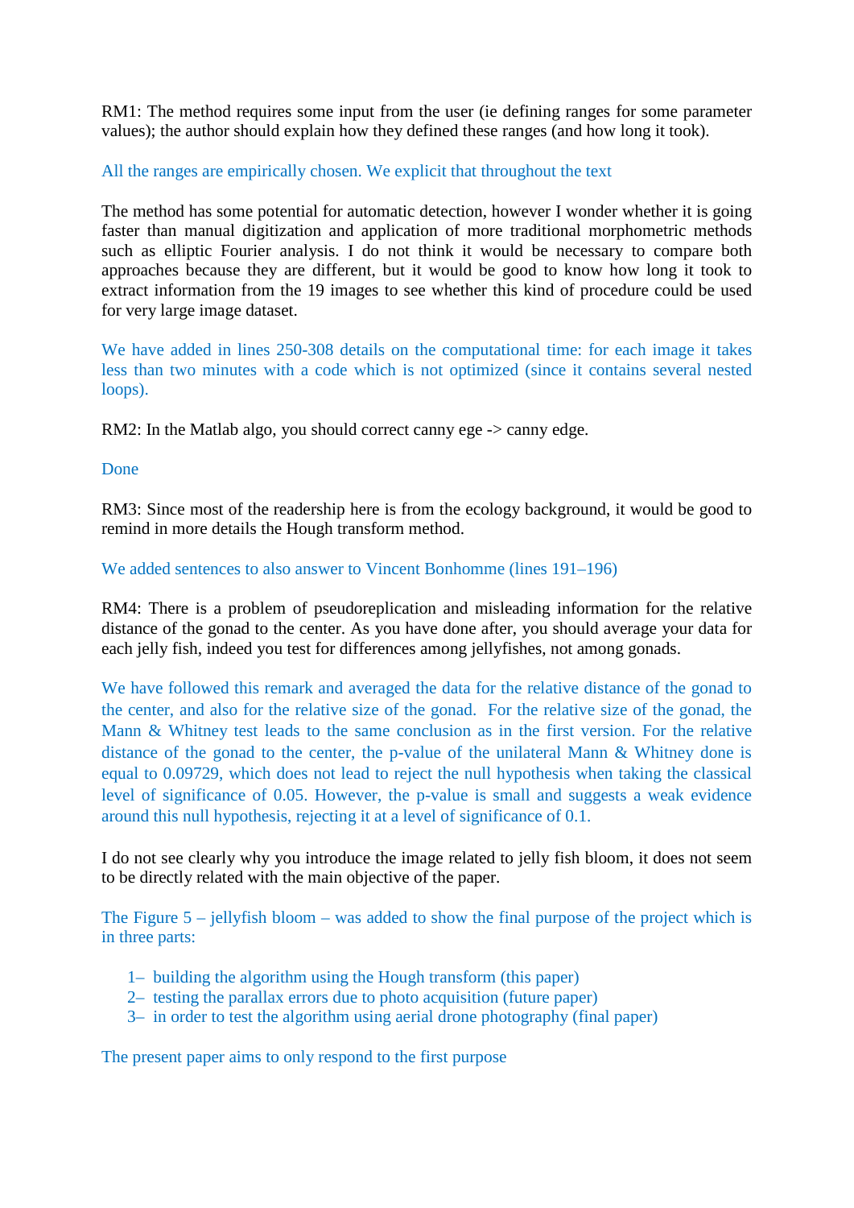RM1: The method requires some input from the user (ie defining ranges for some parameter values); the author should explain how they defined these ranges (and how long it took).

All the ranges are empirically chosen. We explicit that throughout the text

The method has some potential for automatic detection, however I wonder whether it is going faster than manual digitization and application of more traditional morphometric methods such as elliptic Fourier analysis. I do not think it would be necessary to compare both approaches because they are different, but it would be good to know how long it took to extract information from the 19 images to see whether this kind of procedure could be used for very large image dataset.

We have added in lines 250-308 details on the computational time: for each image it takes less than two minutes with a code which is not optimized (since it contains several nested loops).

RM2: In the Matlab algo, you should correct canny ege -> canny edge.

Done

RM3: Since most of the readership here is from the ecology background, it would be good to remind in more details the Hough transform method.

We added sentences to also answer to Vincent Bonhomme (lines 191–196)

RM4: There is a problem of pseudoreplication and misleading information for the relative distance of the gonad to the center. As you have done after, you should average your data for each jelly fish, indeed you test for differences among jellyfishes, not among gonads.

We have followed this remark and averaged the data for the relative distance of the gonad to the center, and also for the relative size of the gonad. For the relative size of the gonad, the Mann & Whitney test leads to the same conclusion as in the first version. For the relative distance of the gonad to the center, the p-value of the unilateral Mann & Whitney done is equal to 0.09729, which does not lead to reject the null hypothesis when taking the classical level of significance of 0.05. However, the p-value is small and suggests a weak evidence around this null hypothesis, rejecting it at a level of significance of 0.1.

I do not see clearly why you introduce the image related to jelly fish bloom, it does not seem to be directly related with the main objective of the paper.

The Figure 5 – jellyfish bloom – was added to show the final purpose of the project which is in three parts:

1– building the algorithm using the Hough transform (this paper)
2– testing the parallax errors due to photo acquisition (future paper)
3– in order to test the algorithm using aerial drone photography (final paper)

The present paper aims to only respond to the first purpose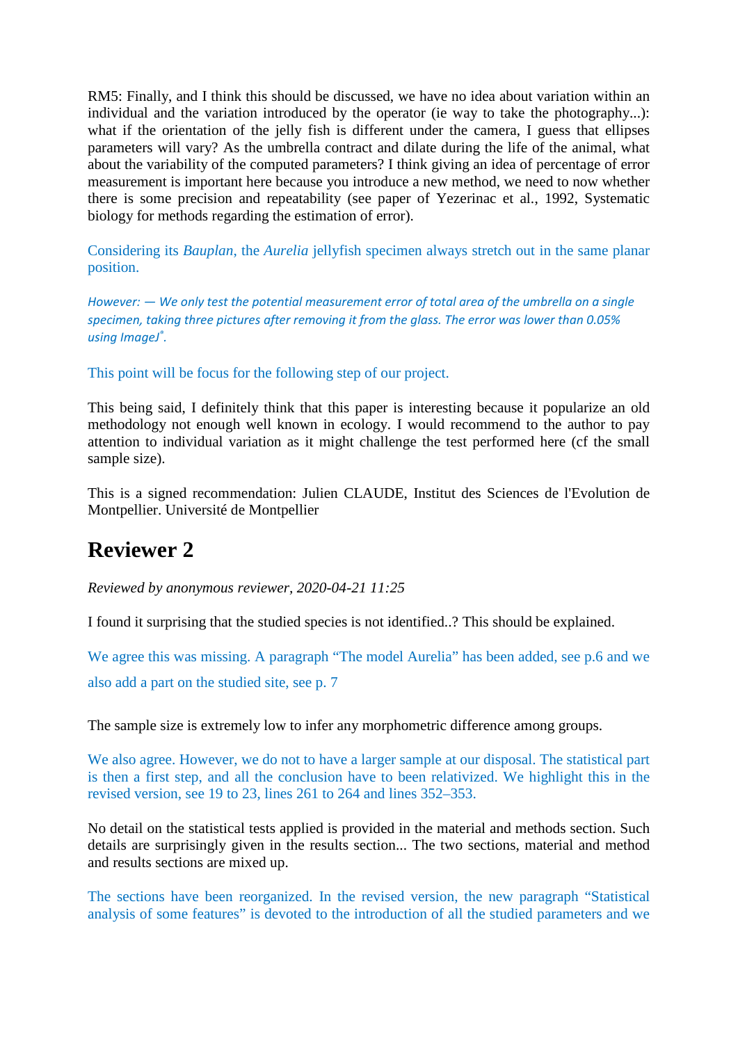RM5: Finally, and I think this should be discussed, we have no idea about variation within an individual and the variation introduced by the operator (ie way to take the photography...): what if the orientation of the jelly fish is different under the camera, I guess that ellipses parameters will vary? As the umbrella contract and dilate during the life of the animal, what about the variability of the computed parameters? I think giving an idea of percentage of error measurement is important here because you introduce a new method, we need to now whether there is some precision and repeatability (see paper of Yezerinac et al., 1992, Systematic biology for methods regarding the estimation of error).

Considering its *Bauplan*, the *Aurelia* jellyfish specimen always stretch out in the same planar position.

*However: — We only test the potential measurement error of total area of the umbrella on a single specimen, taking three pictures after removing it from the glass. The error was lower than 0.05% using ImageJ®.*

This point will be focus for the following step of our project.

This being said, I definitely think that this paper is interesting because it popularize an old methodology not enough well known in ecology. I would recommend to the author to pay attention to individual variation as it might challenge the test performed here (cf the small sample size).

This is a signed recommendation: Julien CLAUDE, Institut des Sciences de l'Evolution de Montpellier. Université de Montpellier

## Reviewer 2

*Reviewed by anonymous reviewer, 2020-04-21 11:25*

I found it surprising that the studied species is not identified..? This should be explained.

We agree this was missing. A paragraph "The model Aurelia" has been added, see p.6 and we also add a part on the studied site, see p. 7

The sample size is extremely low to infer any morphometric difference among groups.

We also agree. However, we do not to have a larger sample at our disposal. The statistical part is then a first step, and all the conclusion have to been relativized. We highlight this in the revised version, see 19 to 23, lines 261 to 264 and lines 352–353.

No detail on the statistical tests applied is provided in the material and methods section. Such details are surprisingly given in the results section... The two sections, material and method and results sections are mixed up.

The sections have been reorganized. In the revised version, the new paragraph "Statistical analysis of some features" is devoted to the introduction of all the studied parameters and we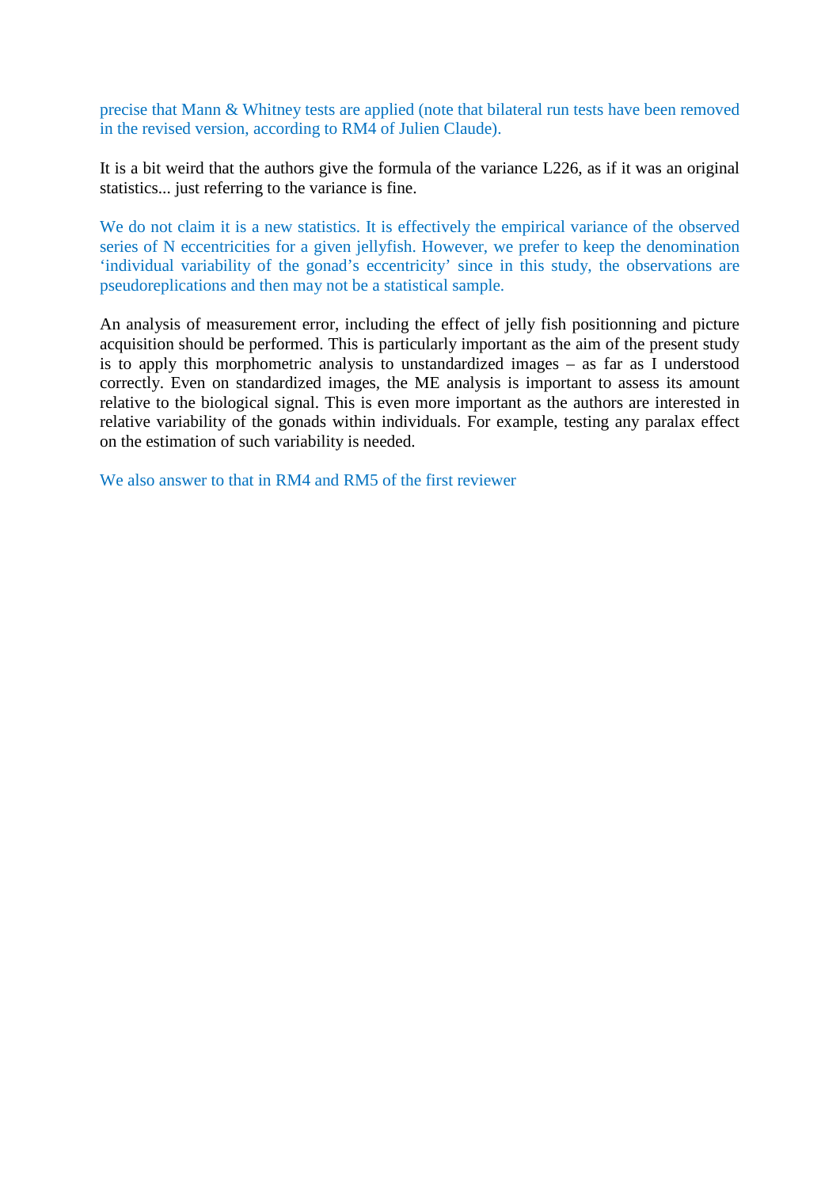precise that Mann & Whitney tests are applied (note that bilateral run tests have been removed in the revised version, according to RM4 of Julien Claude).

It is a bit weird that the authors give the formula of the variance L226, as if it was an original statistics... just referring to the variance is fine.

We do not claim it is a new statistics. It is effectively the empirical variance of the observed series of N eccentricities for a given jellyfish. However, we prefer to keep the denomination 'individual variability of the gonad's eccentricity' since in this study, the observations are pseudoreplications and then may not be a statistical sample.

An analysis of measurement error, including the effect of jelly fish positionning and picture acquisition should be performed. This is particularly important as the aim of the present study is to apply this morphometric analysis to unstandardized images – as far as I understood correctly. Even on standardized images, the ME analysis is important to assess its amount relative to the biological signal. This is even more important as the authors are interested in relative variability of the gonads within individuals. For example, testing any paralax effect on the estimation of such variability is needed.

We also answer to that in RM4 and RM5 of the first reviewer